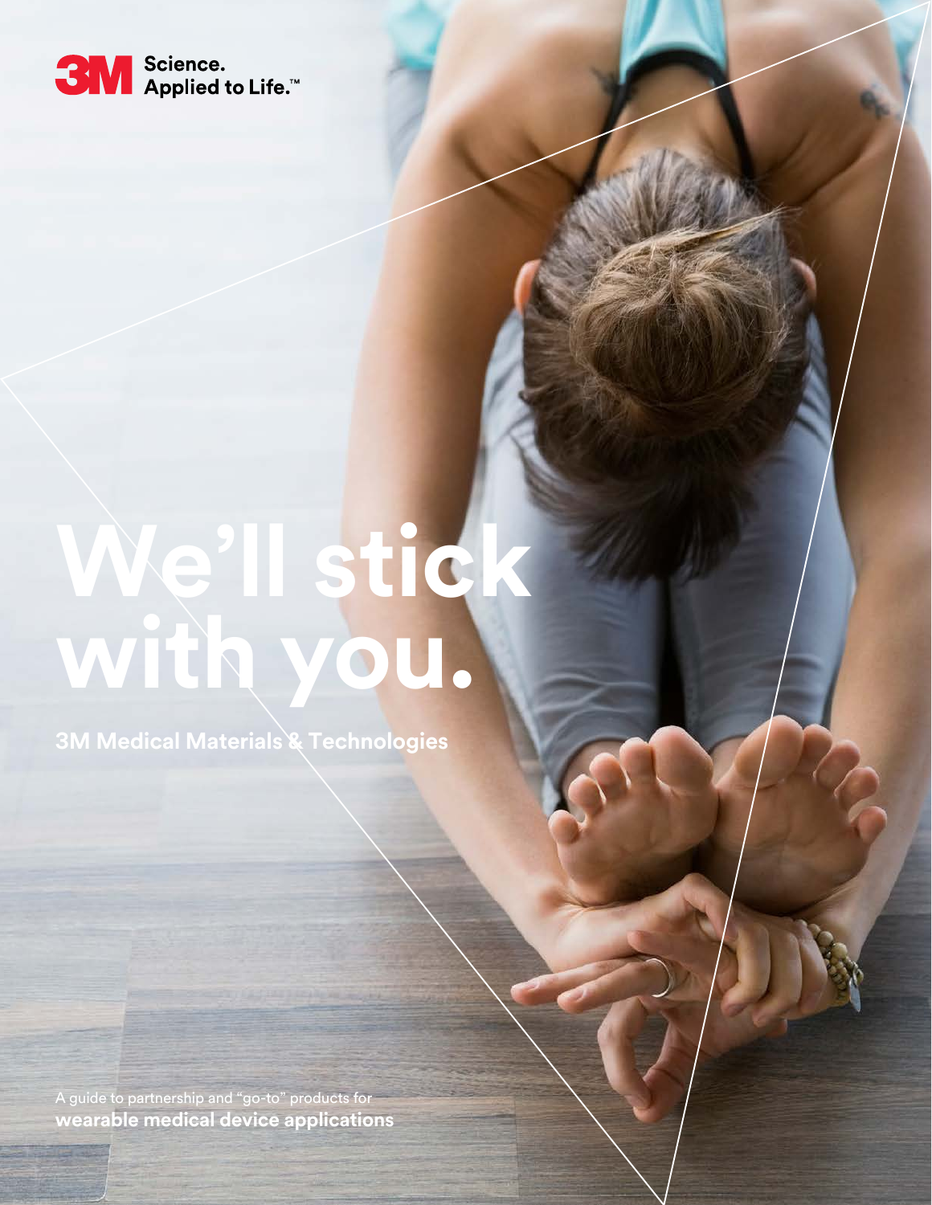3M Science. Applied to Life.™

# We'll stick with you.

## 3M Medical Materials & Technologies

A guide to partnership and "go-to" products for
**wearable medical device applications**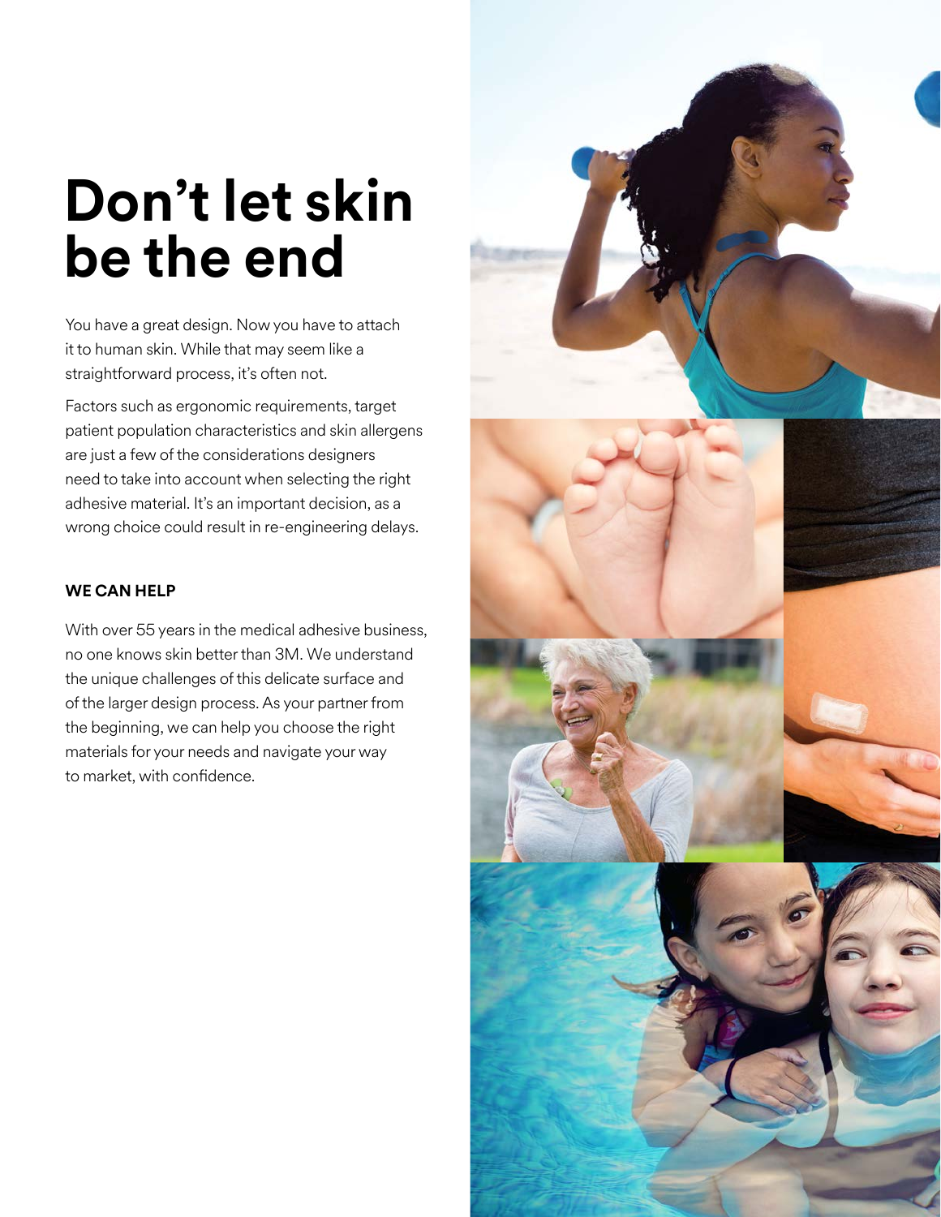# Don't let skin be the end

You have a great design. Now you have to attach it to human skin. While that may seem like a straightforward process, it's often not.

Factors such as ergonomic requirements, target patient population characteristics and skin allergens are just a few of the considerations designers need to take into account when selecting the right adhesive material. It's an important decision, as a wrong choice could result in re-engineering delays.

**WE CAN HELP**

With over 55 years in the medical adhesive business, no one knows skin better than 3M. We understand the unique challenges of this delicate surface and of the larger design process. As your partner from the beginning, we can help you choose the right materials for your needs and navigate your way to market, with confidence.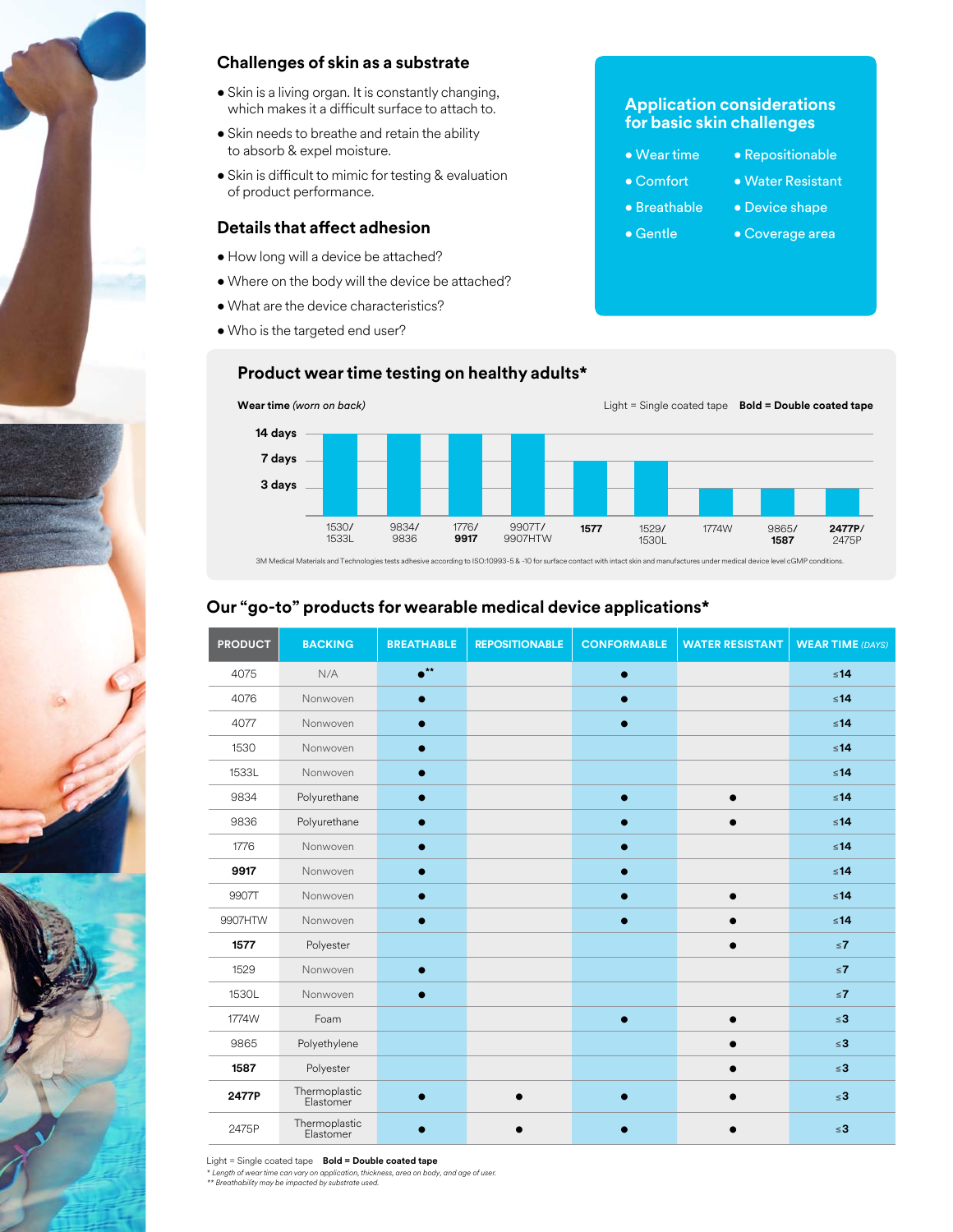## Challenges of skin as a substrate

- Skin is a living organ. It is constantly changing, which makes it a difficult surface to attach to.
- Skin needs to breathe and retain the ability to absorb & expel moisture.
- Skin is difficult to mimic for testing & evaluation of product performance.

## Details that affect adhesion

- How long will a device be attached?
- Where on the body will the device be attached?
- What are the device characteristics?
- Who is the targeted end user?

## Application considerations for basic skin challenges

- Wear time
- Comfort
- Breathable
- Gentle
- Repositionable
- Water Resistant
- Device shape
- Coverage area

## Product wear time testing on healthy adults*

**Wear time** *(worn on back)*

Light = Single coated tape **Bold = Double coated tape**

| Product | Wear time |
|---|---|
| 1530/1533L | 14 days |
| 9834/9836 | 14 days |
| 1776/**9917** | 14 days |
| 9907T/9907HTW | 14 days |
| **1577** | 7 days |
| 1529/1530L | 7 days |
| 1774W | 3 days |
| 9865/**1587** | 3 days |
| **2477P**/2475P | 3 days |

3M Medical Materials and Technologies tests adhesive according to ISO:10993-5 & -10 for surface contact with intact skin and manufactures under medical device level cGMP conditions.

## Our "go-to" products for wearable medical device applications*

| PRODUCT | BACKING | BREATHABLE | REPOSITIONABLE | CONFORMABLE | WATER RESISTANT | WEAR TIME *(DAYS)* |
|---|---|---|---|---|---|---|
| 4075 | N/A | ●** | | ● | | ≤**14** |
| 4076 | Nonwoven | ● | | ● | | ≤**14** |
| 4077 | Nonwoven | ● | | ● | | ≤**14** |
| 1530 | Nonwoven | ● | | | | ≤**14** |
| 1533L | Nonwoven | ● | | | | ≤**14** |
| 9834 | Polyurethane | ● | | ● | ● | ≤**14** |
| 9836 | Polyurethane | ● | | ● | ● | ≤**14** |
| 1776 | Nonwoven | ● | | ● | | ≤**14** |
| **9917** | Nonwoven | ● | | ● | | ≤**14** |
| 9907T | Nonwoven | ● | | ● | ● | ≤**14** |
| 9907HTW | Nonwoven | ● | | ● | ● | ≤**14** |
| **1577** | Polyester | | | | ● | ≤**7** |
| 1529 | Nonwoven | ● | | | | ≤**7** |
| 1530L | Nonwoven | ● | | | | ≤**7** |
| 1774W | Foam | | | ● | ● | ≤**3** |
| 9865 | Polyethylene | | | | ● | ≤**3** |
| **1587** | Polyester | | | | ● | ≤**3** |
| **2477P** | Thermoplastic Elastomer | ● | ● | ● | ● | ≤**3** |
| 2475P | Thermoplastic Elastomer | ● | ● | ● | ● | ≤**3** |

Light = Single coated tape **Bold = Double coated tape**

*\* Length of wear time can vary on application, thickness, area on body, and age of user.*
*\*\* Breathability may be impacted by substrate used.*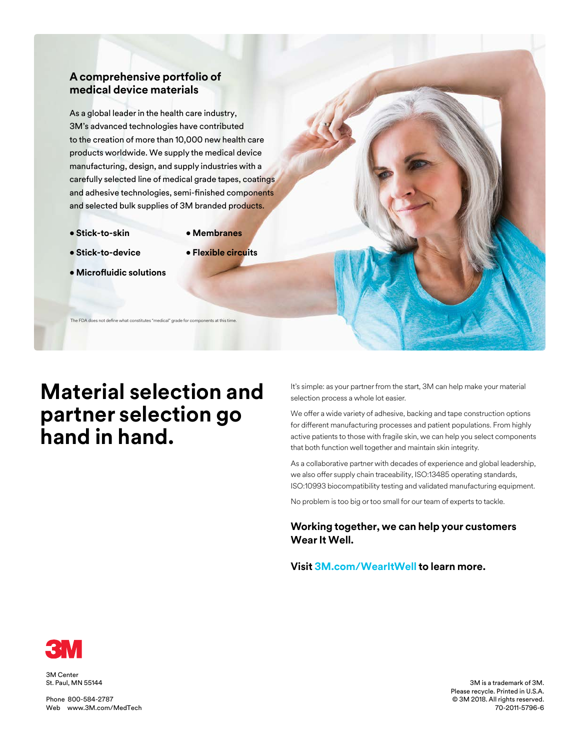## A comprehensive portfolio of medical device materials

As a global leader in the health care industry, 3M's advanced technologies have contributed to the creation of more than 10,000 new health care products worldwide. We supply the medical device manufacturing, design, and supply industries with a carefully selected line of medical grade tapes, coatings and adhesive technologies, semi-finished components and selected bulk supplies of 3M branded products.

- **Stick-to-skin**
- **Stick-to-device**
- **Microfluidic solutions**
- **Membranes**
- **Flexible circuits**

The FDA does not define what constitutes "medical" grade for components at this time.

# Material selection and partner selection go hand in hand.

It's simple: as your partner from the start, 3M can help make your material selection process a whole lot easier.

We offer a wide variety of adhesive, backing and tape construction options for different manufacturing processes and patient populations. From highly active patients to those with fragile skin, we can help you select components that both function well together and maintain skin integrity.

As a collaborative partner with decades of experience and global leadership, we also offer supply chain traceability, ISO:13485 operating standards, ISO:10993 biocompatibility testing and validated manufacturing equipment.

No problem is too big or too small for our team of experts to tackle.

### Working together, we can help your customers Wear It Well.

**Visit 3M.com/WearItWell to learn more.**

3M

3M Center
St. Paul, MN 55144

Phone 800-584-2787
Web www.3M.com/MedTech

3M is a trademark of 3M.
Please recycle. Printed in U.S.A.
© 3M 2018. All rights reserved.
70-2011-5796-6